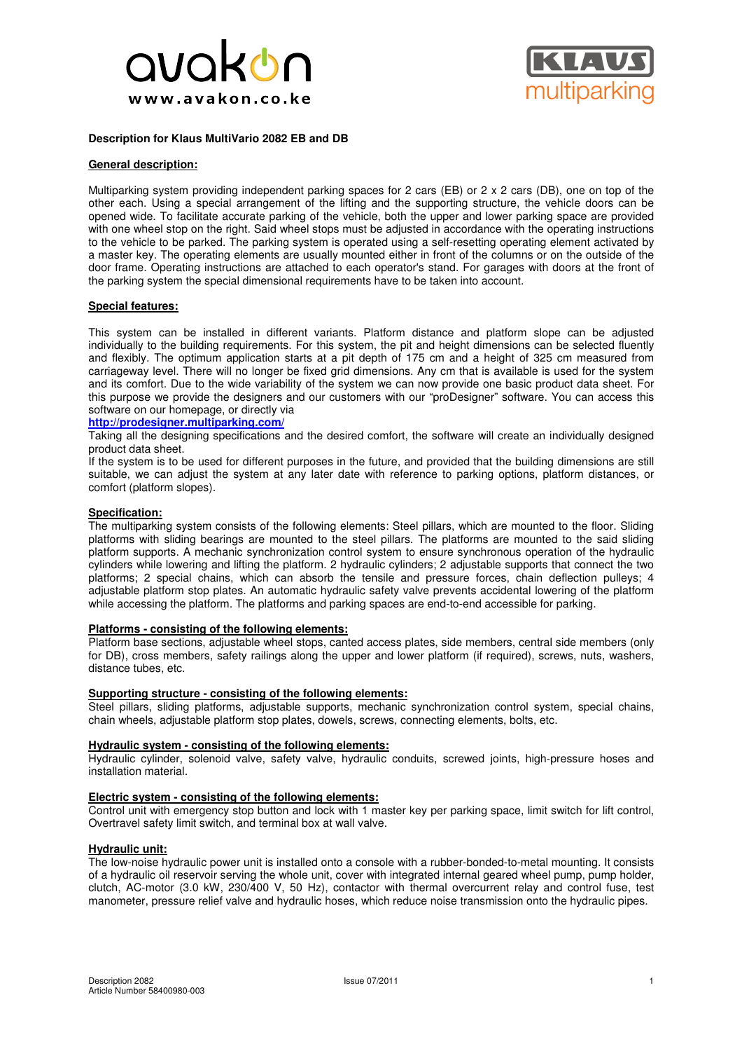avakon
www.avakon.co.ke

KLAUS multiparking

**Description for Klaus MultiVario 2082 EB and DB**

## General description:

Multiparking system providing independent parking spaces for 2 cars (EB) or 2 x 2 cars (DB), one on top of the other each. Using a special arrangement of the lifting and the supporting structure, the vehicle doors can be opened wide. To facilitate accurate parking of the vehicle, both the upper and lower parking space are provided with one wheel stop on the right. Said wheel stops must be adjusted in accordance with the operating instructions to the vehicle to be parked. The parking system is operated using a self-resetting operating element activated by a master key. The operating elements are usually mounted either in front of the columns or on the outside of the door frame. Operating instructions are attached to each operator's stand. For garages with doors at the front of the parking system the special dimensional requirements have to be taken into account.

## Special features:

This system can be installed in different variants. Platform distance and platform slope can be adjusted individually to the building requirements. For this system, the pit and height dimensions can be selected fluently and flexibly. The optimum application starts at a pit depth of 175 cm and a height of 325 cm measured from carriageway level. There will no longer be fixed grid dimensions. Any cm that is available is used for the system and its comfort. Due to the wide variability of the system we can now provide one basic product data sheet. For this purpose we provide the designers and our customers with our "proDesigner" software. You can access this software on our homepage, or directly via
**http://prodesigner.multiparking.com/**
Taking all the designing specifications and the desired comfort, the software will create an individually designed product data sheet.
If the system is to be used for different purposes in the future, and provided that the building dimensions are still suitable, we can adjust the system at any later date with reference to parking options, platform distances, or comfort (platform slopes).

## Specification:

The multiparking system consists of the following elements: Steel pillars, which are mounted to the floor. Sliding platforms with sliding bearings are mounted to the steel pillars. The platforms are mounted to the said sliding platform supports. A mechanic synchronization control system to ensure synchronous operation of the hydraulic cylinders while lowering and lifting the platform. 2 hydraulic cylinders; 2 adjustable supports that connect the two platforms; 2 special chains, which can absorb the tensile and pressure forces, chain deflection pulleys; 4 adjustable platform stop plates. An automatic hydraulic safety valve prevents accidental lowering of the platform while accessing the platform. The platforms and parking spaces are end-to-end accessible for parking.

## Platforms - consisting of the following elements:

Platform base sections, adjustable wheel stops, canted access plates, side members, central side members (only for DB), cross members, safety railings along the upper and lower platform (if required), screws, nuts, washers, distance tubes, etc.

## Supporting structure - consisting of the following elements:

Steel pillars, sliding platforms, adjustable supports, mechanic synchronization control system, special chains, chain wheels, adjustable platform stop plates, dowels, screws, connecting elements, bolts, etc.

## Hydraulic system - consisting of the following elements:

Hydraulic cylinder, solenoid valve, safety valve, hydraulic conduits, screwed joints, high-pressure hoses and installation material.

## Electric system - consisting of the following elements:

Control unit with emergency stop button and lock with 1 master key per parking space, limit switch for lift control, Overtravel safety limit switch, and terminal box at wall valve.

## Hydraulic unit:

The low-noise hydraulic power unit is installed onto a console with a rubber-bonded-to-metal mounting. It consists of a hydraulic oil reservoir serving the whole unit, cover with integrated internal geared wheel pump, pump holder, clutch, AC-motor (3.0 kW, 230/400 V, 50 Hz), contactor with thermal overcurrent relay and control fuse, test manometer, pressure relief valve and hydraulic hoses, which reduce noise transmission onto the hydraulic pipes.

Description 2082
Article Number 58400980-003
Issue 07/2011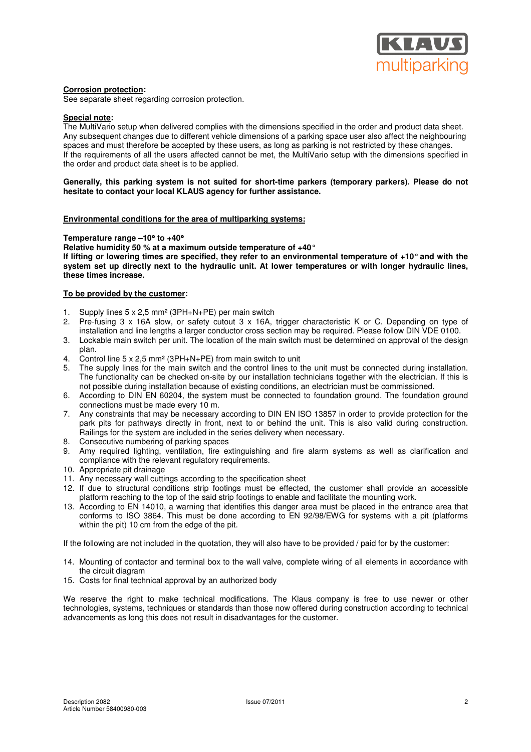**Corrosion protection:**
See separate sheet regarding corrosion protection.

**Special note:**
The MultiVario setup when delivered complies with the dimensions specified in the order and product data sheet. Any subsequent changes due to different vehicle dimensions of a parking space user also affect the neighbouring spaces and must therefore be accepted by these users, as long as parking is not restricted by these changes.
If the requirements of all the users affected cannot be met, the MultiVario setup with the dimensions specified in the order and product data sheet is to be applied.

**Generally, this parking system is not suited for short-time parkers (temporary parkers). Please do not hesitate to contact your local KLAUS agency for further assistance.**

**Environmental conditions for the area of multiparking systems:**

**Temperature range –10° to +40°**
**Relative humidity 50 % at a maximum outside temperature of +40°**
**If lifting or lowering times are specified, they refer to an environmental temperature of +10° and with the system set up directly next to the hydraulic unit. At lower temperatures or with longer hydraulic lines, these times increase.**

**To be provided by the customer:**

1. Supply lines 5 x 2,5 mm² (3PH+N+PE) per main switch
2. Pre-fusing 3 x 16A slow, or safety cutout 3 x 16A, trigger characteristic K or C. Depending on type of installation and line lengths a larger conductor cross section may be required. Please follow DIN VDE 0100.
3. Lockable main switch per unit. The location of the main switch must be determined on approval of the design plan.
4. Control line 5 x 2,5 mm² (3PH+N+PE) from main switch to unit
5. The supply lines for the main switch and the control lines to the unit must be connected during installation. The functionality can be checked on-site by our installation technicians together with the electrician. If this is not possible during installation because of existing conditions, an electrician must be commissioned.
6. According to DIN EN 60204, the system must be connected to foundation ground. The foundation ground connections must be made every 10 m.
7. Any constraints that may be necessary according to DIN EN ISO 13857 in order to provide protection for the park pits for pathways directly in front, next to or behind the unit. This is also valid during construction. Railings for the system are included in the series delivery when necessary.
8. Consecutive numbering of parking spaces
9. Amy required lighting, ventilation, fire extinguishing and fire alarm systems as well as clarification and compliance with the relevant regulatory requirements.
10. Appropriate pit drainage
11. Any necessary wall cuttings according to the specification sheet
12. If due to structural conditions strip footings must be effected, the customer shall provide an accessible platform reaching to the top of the said strip footings to enable and facilitate the mounting work.
13. According to EN 14010, a warning that identifies this danger area must be placed in the entrance area that conforms to ISO 3864. This must be done according to EN 92/98/EWG for systems with a pit (platforms within the pit) 10 cm from the edge of the pit.

If the following are not included in the quotation, they will also have to be provided / paid for by the customer:

14. Mounting of contactor and terminal box to the wall valve, complete wiring of all elements in accordance with the circuit diagram
15. Costs for final technical approval by an authorized body

We reserve the right to make technical modifications. The Klaus company is free to use newer or other technologies, systems, techniques or standards than those now offered during construction according to technical advancements as long this does not result in disadvantages for the customer.

Description 2082
Article Number 58400980-003
Issue 07/2011